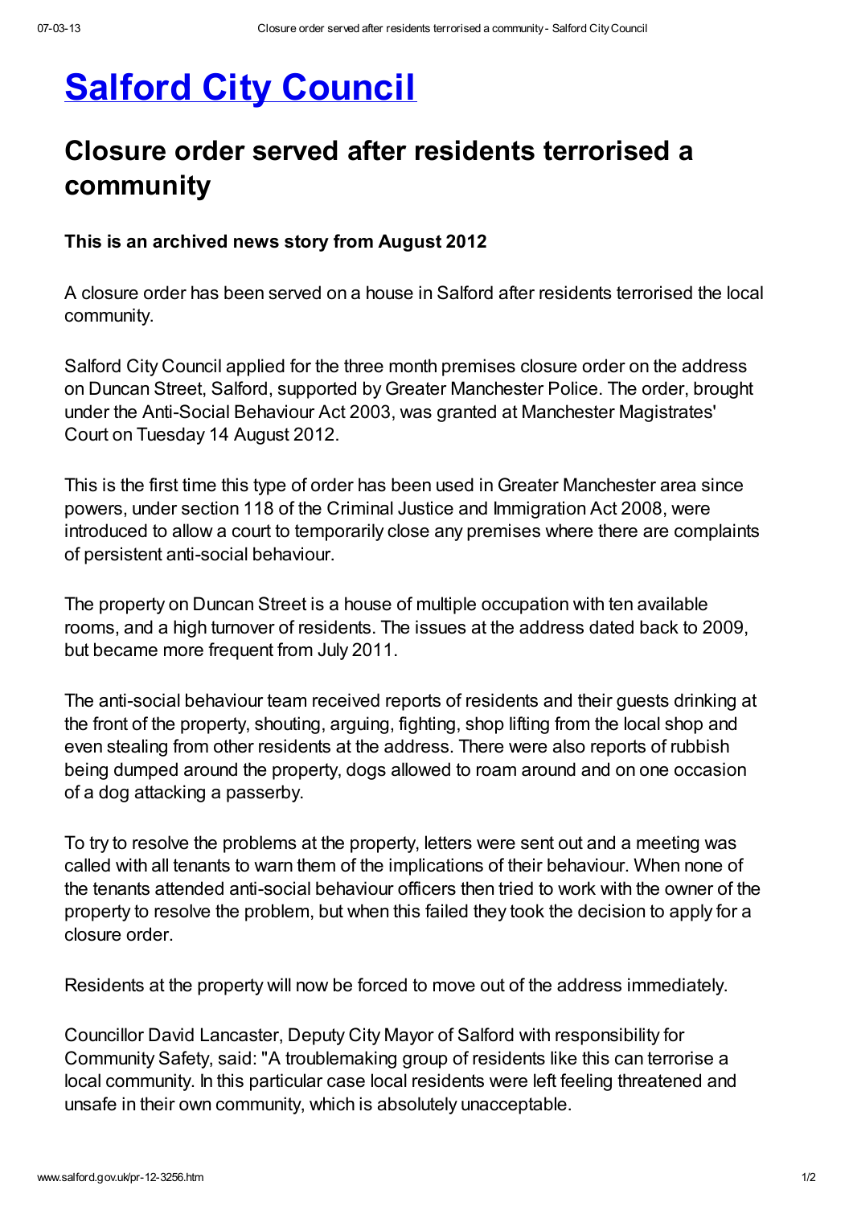# Salford City Council

## Closure order served after residents terrorised a community

**This is an archived news story from August 2012**

A closure order has been served on a house in Salford after residents terrorised the local community.

Salford City Council applied for the three month premises closure order on the address on Duncan Street, Salford, supported by Greater Manchester Police. The order, brought under the Anti-Social Behaviour Act 2003, was granted at Manchester Magistrates' Court on Tuesday 14 August 2012.

This is the first time this type of order has been used in Greater Manchester area since powers, under section 118 of the Criminal Justice and Immigration Act 2008, were introduced to allow a court to temporarily close any premises where there are complaints of persistent anti-social behaviour.

The property on Duncan Street is a house of multiple occupation with ten available rooms, and a high turnover of residents. The issues at the address dated back to 2009, but became more frequent from July 2011.

The anti-social behaviour team received reports of residents and their guests drinking at the front of the property, shouting, arguing, fighting, shop lifting from the local shop and even stealing from other residents at the address. There were also reports of rubbish being dumped around the property, dogs allowed to roam around and on one occasion of a dog attacking a passerby.

To try to resolve the problems at the property, letters were sent out and a meeting was called with all tenants to warn them of the implications of their behaviour. When none of the tenants attended anti-social behaviour officers then tried to work with the owner of the property to resolve the problem, but when this failed they took the decision to apply for a closure order.

Residents at the property will now be forced to move out of the address immediately.

Councillor David Lancaster, Deputy City Mayor of Salford with responsibility for Community Safety, said: "A troublemaking group of residents like this can terrorise a local community. In this particular case local residents were left feeling threatened and unsafe in their own community, which is absolutely unacceptable.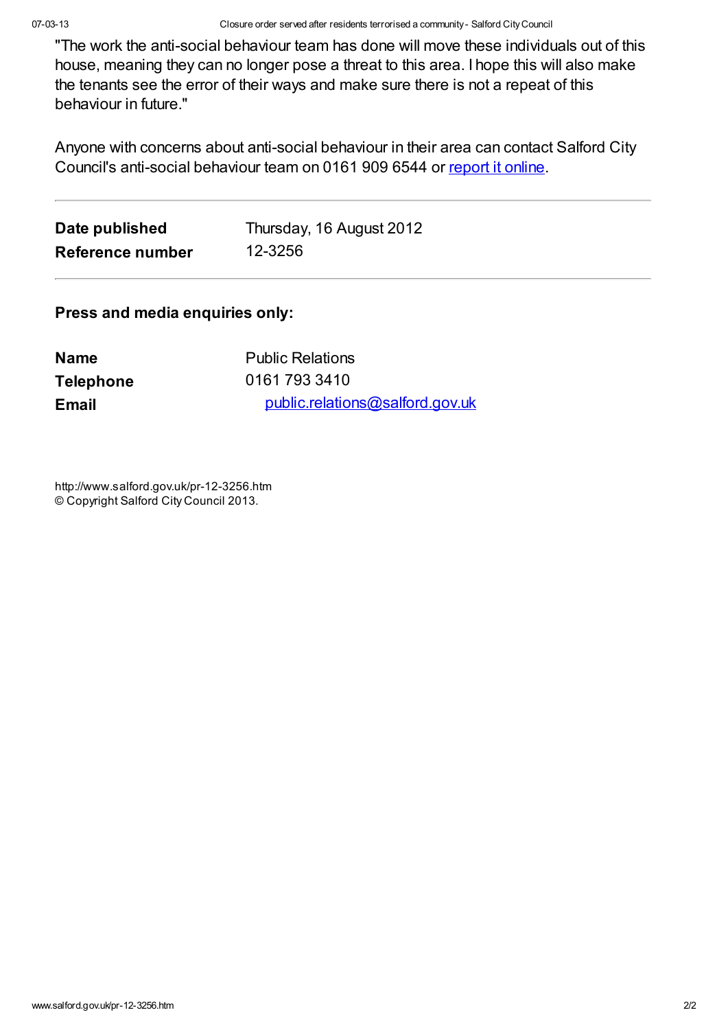"The work the anti-social behaviour team has done will move these individuals out of this house, meaning they can no longer pose a threat to this area. I hope this will also make the tenants see the error of their ways and make sure there is not a repeat of this behaviour in future."

Anyone with concerns about anti-social behaviour in their area can contact Salford City Council's anti-social behaviour team on 0161 909 6544 or report it online.

---

| | |
|---|---|
| **Date published** | Thursday, 16 August 2012 |
| **Reference number** | 12-3256 |

---

**Press and media enquiries only:**

| | |
|---|---|
| **Name** | Public Relations |
| **Telephone** | 0161 793 3410 |
| **Email** | public.relations@salford.gov.uk |

http://www.salford.gov.uk/pr-12-3256.htm
© Copyright Salford City Council 2013.